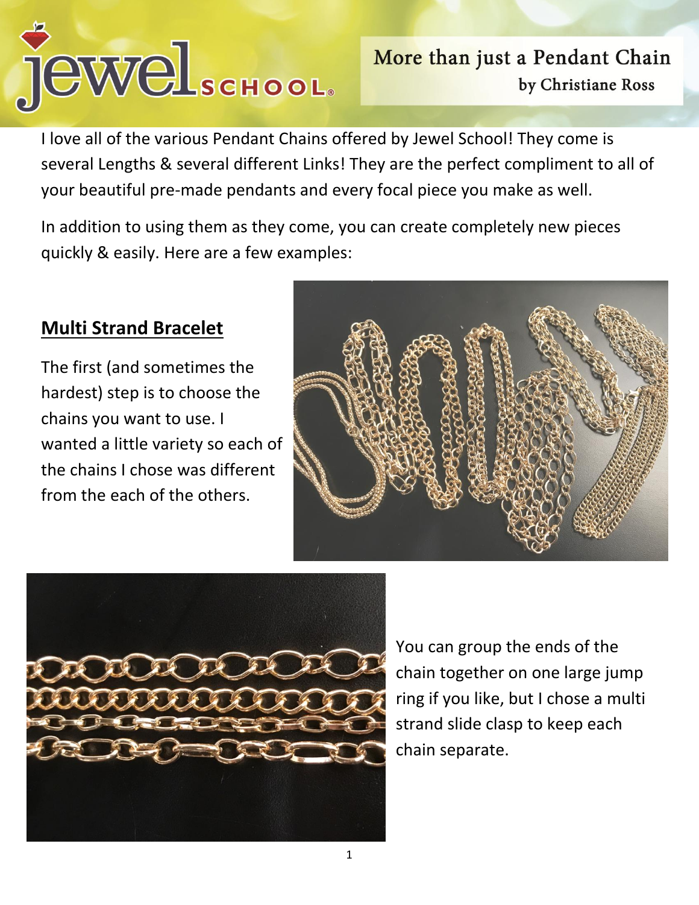# More than just a Pendant Chain

by Christiane Ross

I love all of the various Pendant Chains offered by Jewel School! They come is several Lengths & several different Links! They are the perfect compliment to all of your beautiful pre-made pendants and every focal piece you make as well.

In addition to using them as they come, you can create completely new pieces quickly & easily. Here are a few examples:

## Multi Strand Bracelet

The first (and sometimes the hardest) step is to choose the chains you want to use. I wanted a little variety so each of the chains I chose was different from the each of the others.

You can group the ends of the chain together on one large jump ring if you like, but I chose a multi strand slide clasp to keep each chain separate.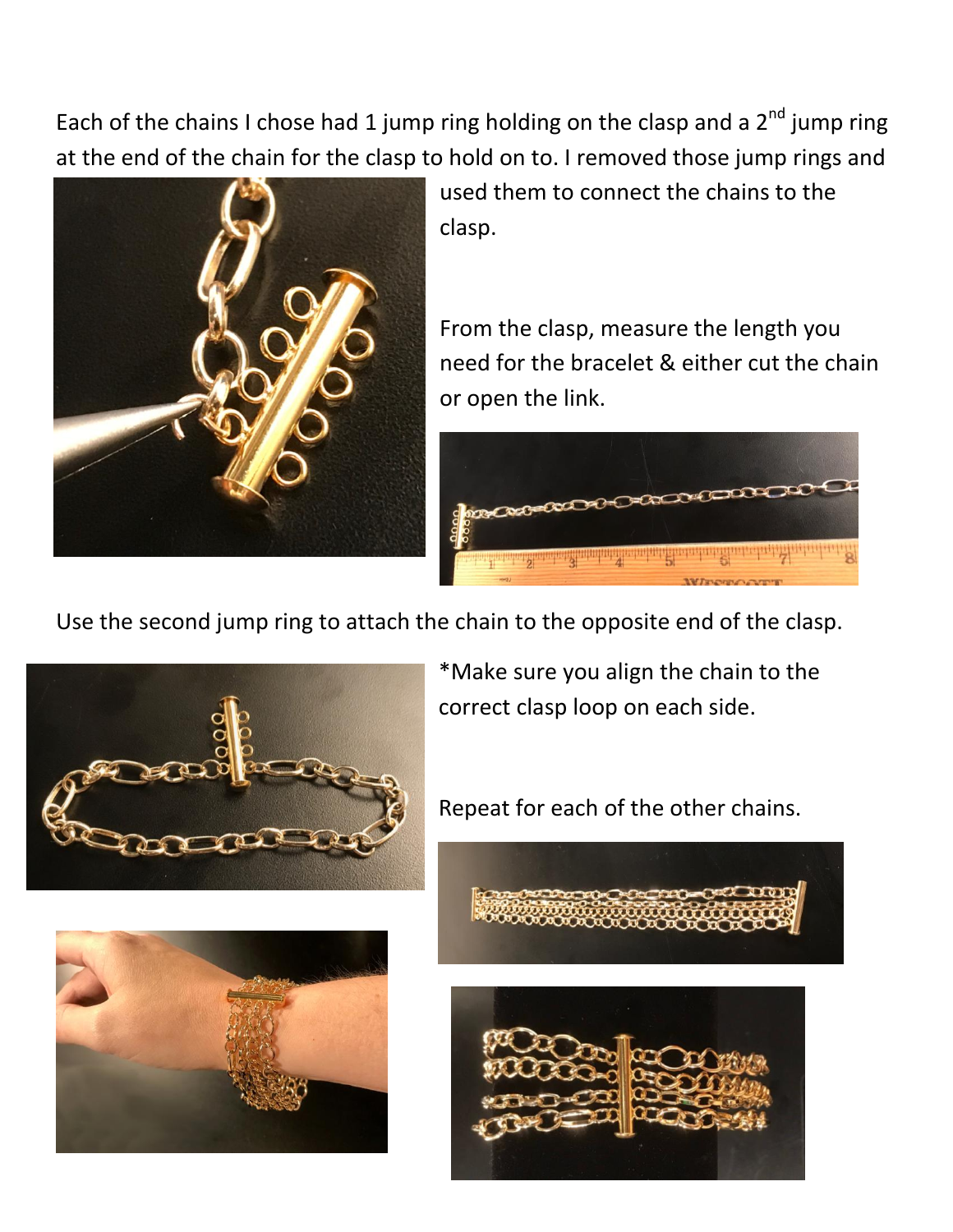Each of the chains I chose had 1 jump ring holding on the clasp and a 2nd jump ring at the end of the chain for the clasp to hold on to. I removed those jump rings and used them to connect the chains to the clasp.

From the clasp, measure the length you need for the bracelet & either cut the chain or open the link.

Use the second jump ring to attach the chain to the opposite end of the clasp.

*Make sure you align the chain to the correct clasp loop on each side.

Repeat for each of the other chains.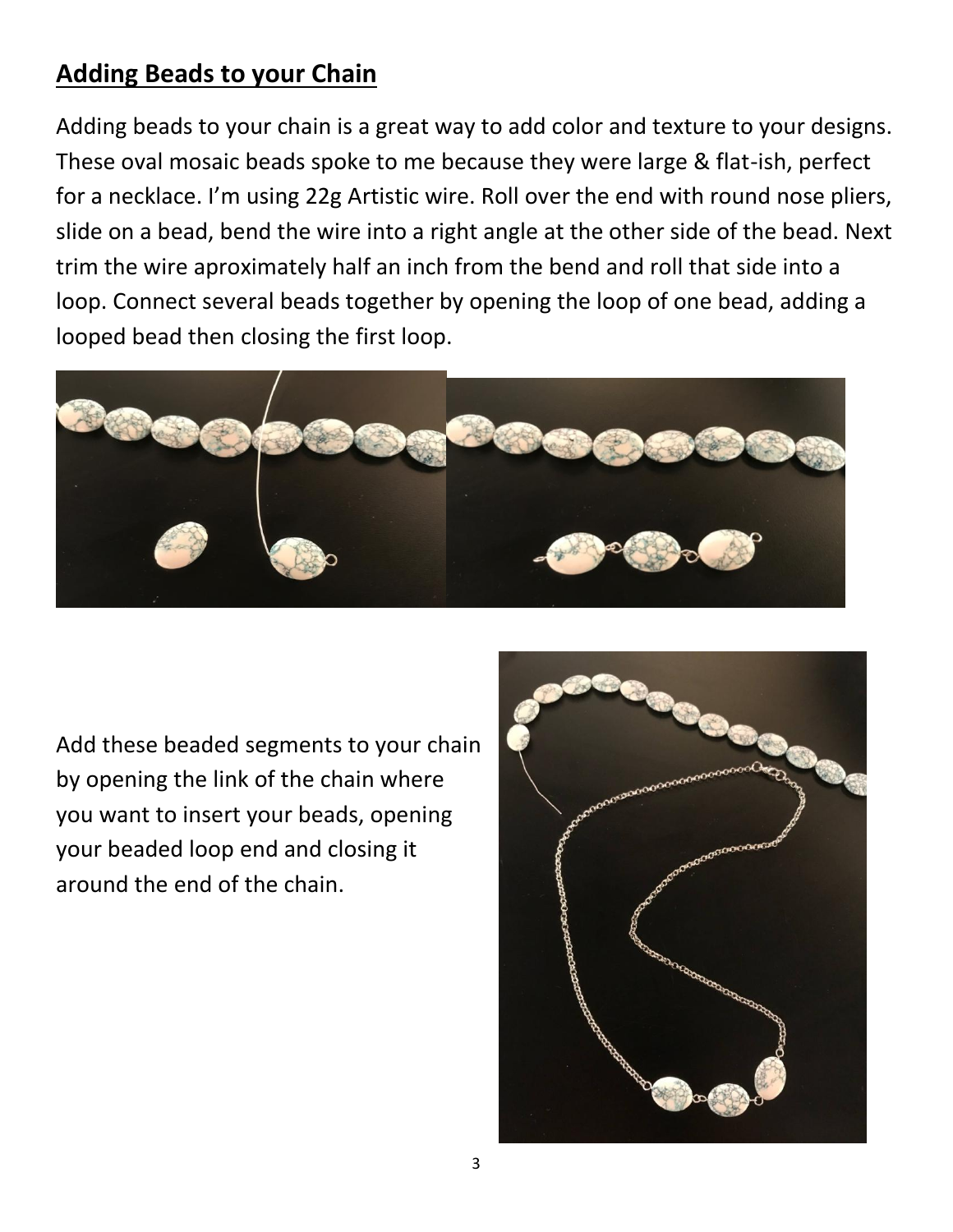## Adding Beads to your Chain

Adding beads to your chain is a great way to add color and texture to your designs. These oval mosaic beads spoke to me because they were large & flat-ish, perfect for a necklace. I'm using 22g Artistic wire. Roll over the end with round nose pliers, slide on a bead, bend the wire into a right angle at the other side of the bead. Next trim the wire aproximately half an inch from the bend and roll that side into a loop. Connect several beads together by opening the loop of one bead, adding a looped bead then closing the first loop.

Add these beaded segments to your chain by opening the link of the chain where you want to insert your beads, opening your beaded loop end and closing it around the end of the chain.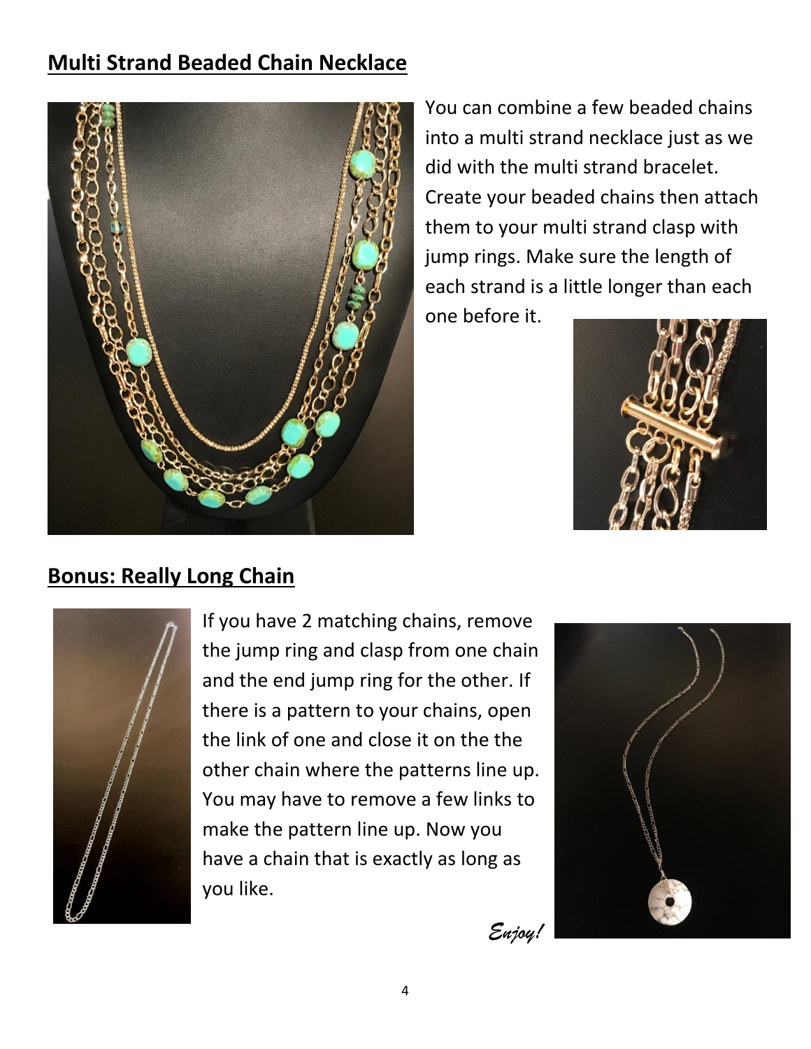## **Multi Strand Beaded Chain Necklace**

You can combine a few beaded chains into a multi strand necklace just as we did with the multi strand bracelet. Create your beaded chains then attach them to your multi strand clasp with jump rings. Make sure the length of each strand is a little longer than each one before it.

## **Bonus: Really Long Chain**

If you have 2 matching chains, remove the jump ring and clasp from one chain and the end jump ring for the other. If there is a pattern to your chains, open the link of one and close it on the the other chain where the patterns line up. You may have to remove a few links to make the pattern line up. Now you have a chain that is exactly as long as you like.

*Enjoy!*